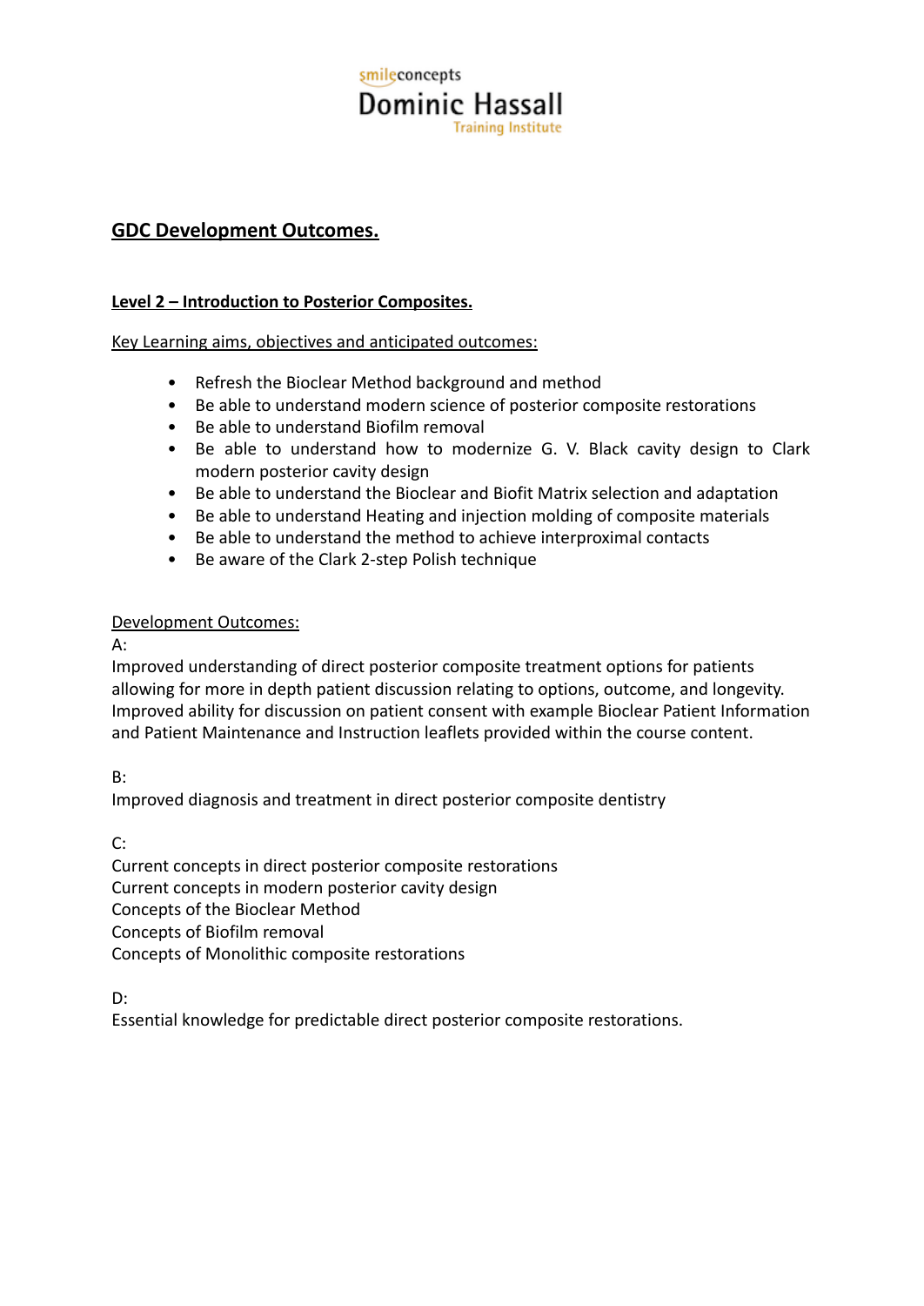smileconcepts
Dominic Hassall
Training Institute

# GDC Development Outcomes.

## Level 2 – Introduction to Posterior Composites.

Key Learning aims, objectives and anticipated outcomes:

- Refresh the Bioclear Method background and method
- Be able to understand modern science of posterior composite restorations
- Be able to understand Biofilm removal
- Be able to understand how to modernize G. V. Black cavity design to Clark modern posterior cavity design
- Be able to understand the Bioclear and Biofit Matrix selection and adaptation
- Be able to understand Heating and injection molding of composite materials
- Be able to understand the method to achieve interproximal contacts
- Be aware of the Clark 2-step Polish technique

Development Outcomes:

A:
Improved understanding of direct posterior composite treatment options for patients allowing for more in depth patient discussion relating to options, outcome, and longevity.
Improved ability for discussion on patient consent with example Bioclear Patient Information and Patient Maintenance and Instruction leaflets provided within the course content.

B:
Improved diagnosis and treatment in direct posterior composite dentistry

C:
Current concepts in direct posterior composite restorations
Current concepts in modern posterior cavity design
Concepts of the Bioclear Method
Concepts of Biofilm removal
Concepts of Monolithic composite restorations

D:
Essential knowledge for predictable direct posterior composite restorations.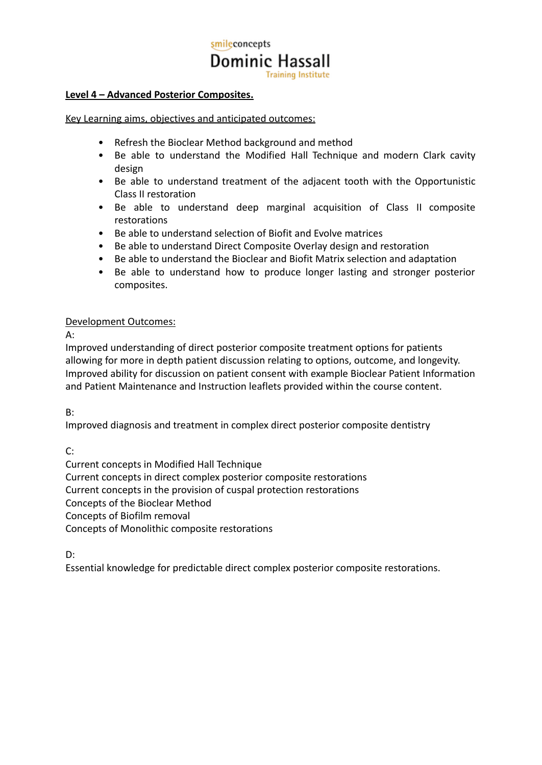smileconcepts
Dominic Hassall
Training Institute

**Level 4 – Advanced Posterior Composites.**

Key Learning aims, objectives and anticipated outcomes:

- Refresh the Bioclear Method background and method
- Be able to understand the Modified Hall Technique and modern Clark cavity design
- Be able to understand treatment of the adjacent tooth with the Opportunistic Class II restoration
- Be able to understand deep marginal acquisition of Class II composite restorations
- Be able to understand selection of Biofit and Evolve matrices
- Be able to understand Direct Composite Overlay design and restoration
- Be able to understand the Bioclear and Biofit Matrix selection and adaptation
- Be able to understand how to produce longer lasting and stronger posterior composites.

Development Outcomes:

A:
Improved understanding of direct posterior composite treatment options for patients allowing for more in depth patient discussion relating to options, outcome, and longevity. Improved ability for discussion on patient consent with example Bioclear Patient Information and Patient Maintenance and Instruction leaflets provided within the course content.

B:
Improved diagnosis and treatment in complex direct posterior composite dentistry

C:
Current concepts in Modified Hall Technique
Current concepts in direct complex posterior composite restorations
Current concepts in the provision of cuspal protection restorations
Concepts of the Bioclear Method
Concepts of Biofilm removal
Concepts of Monolithic composite restorations

D:
Essential knowledge for predictable direct complex posterior composite restorations.